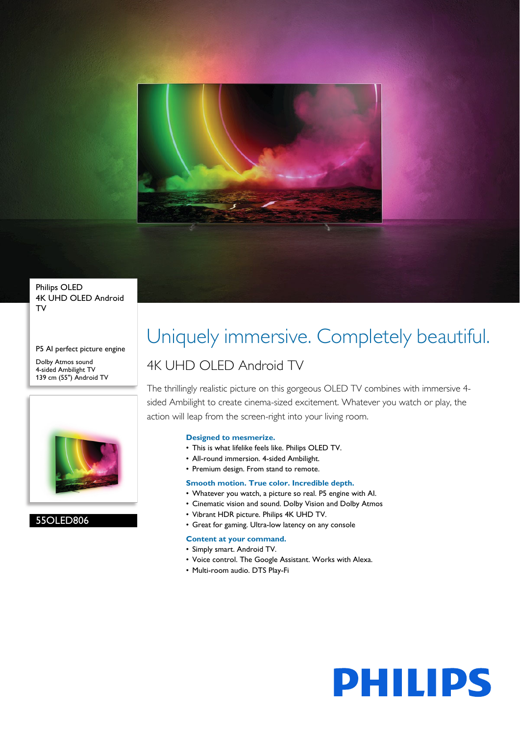Philips OLED
4K UHD OLED Android TV

P5 AI perfect picture engine

Dolby Atmos sound
4-sided Ambilight TV
139 cm (55") Android TV

55OLED806

# Uniquely immersive. Completely beautiful.

## 4K UHD OLED Android TV

The thrillingly realistic picture on this gorgeous OLED TV combines with immersive 4-sided Ambilight to create cinema-sized excitement. Whatever you watch or play, the action will leap from the screen-right into your living room.

### Designed to mesmerize.

- This is what lifelike feels like. Philips OLED TV.
- All-round immersion. 4-sided Ambilight.
- Premium design. From stand to remote.

### Smooth motion. True color. Incredible depth.

- Whatever you watch, a picture so real. P5 engine with AI.
- Cinematic vision and sound. Dolby Vision and Dolby Atmos
- Vibrant HDR picture. Philips 4K UHD TV.
- Great for gaming. Ultra-low latency on any console

### Content at your command.

- Simply smart. Android TV.
- Voice control. The Google Assistant. Works with Alexa.
- Multi-room audio. DTS Play-Fi

PHILIPS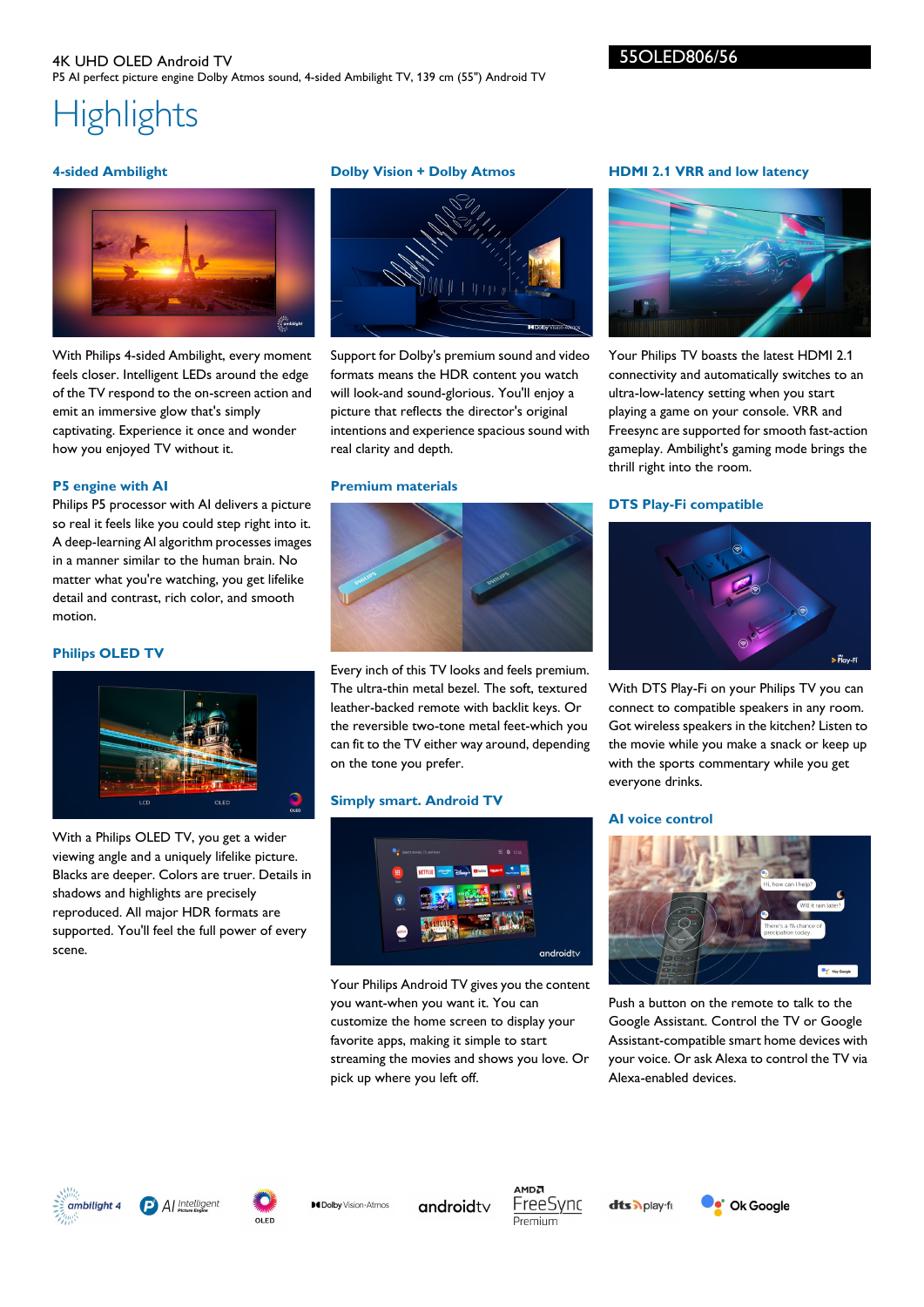4K UHD OLED Android TV

P5 AI perfect picture engine Dolby Atmos sound, 4-sided Ambilight TV, 139 cm (55") Android TV

55OLED806/56

# Highlights

### 4-sided Ambilight

With Philips 4-sided Ambilight, every moment feels closer. Intelligent LEDs around the edge of the TV respond to the on-screen action and emit an immersive glow that's simply captivating. Experience it once and wonder how you enjoyed TV without it.

### P5 engine with AI

Philips P5 processor with AI delivers a picture so real it feels like you could step right into it. A deep-learning AI algorithm processes images in a manner similar to the human brain. No matter what you're watching, you get lifelike detail and contrast, rich color, and smooth motion.

### Philips OLED TV

With a Philips OLED TV, you get a wider viewing angle and a uniquely lifelike picture. Blacks are deeper. Colors are truer. Details in shadows and highlights are precisely reproduced. All major HDR formats are supported. You'll feel the full power of every scene.

### Dolby Vision + Dolby Atmos

Support for Dolby's premium sound and video formats means the HDR content you watch will look-and sound-glorious. You'll enjoy a picture that reflects the director's original intentions and experience spacious sound with real clarity and depth.

### Premium materials

Every inch of this TV looks and feels premium. The ultra-thin metal bezel. The soft, textured leather-backed remote with backlit keys. Or the reversible two-tone metal feet-which you can fit to the TV either way around, depending on the tone you prefer.

### Simply smart. Android TV

Your Philips Android TV gives you the content you want-when you want it. You can customize the home screen to display your favorite apps, making it simple to start streaming the movies and shows you love. Or pick up where you left off.

### HDMI 2.1 VRR and low latency

Your Philips TV boasts the latest HDMI 2.1 connectivity and automatically switches to an ultra-low-latency setting when you start playing a game on your console. VRR and Freesync are supported for smooth fast-action gameplay. Ambilight's gaming mode brings the thrill right into the room.

### DTS Play-Fi compatible

With DTS Play-Fi on your Philips TV you can connect to compatible speakers in any room. Got wireless speakers in the kitchen? Listen to the movie while you make a snack or keep up with the sports commentary while you get everyone drinks.

### AI voice control

Push a button on the remote to talk to the Google Assistant. Control the TV or Google Assistant-compatible smart home devices with your voice. Or ask Alexa to control the TV via Alexa-enabled devices.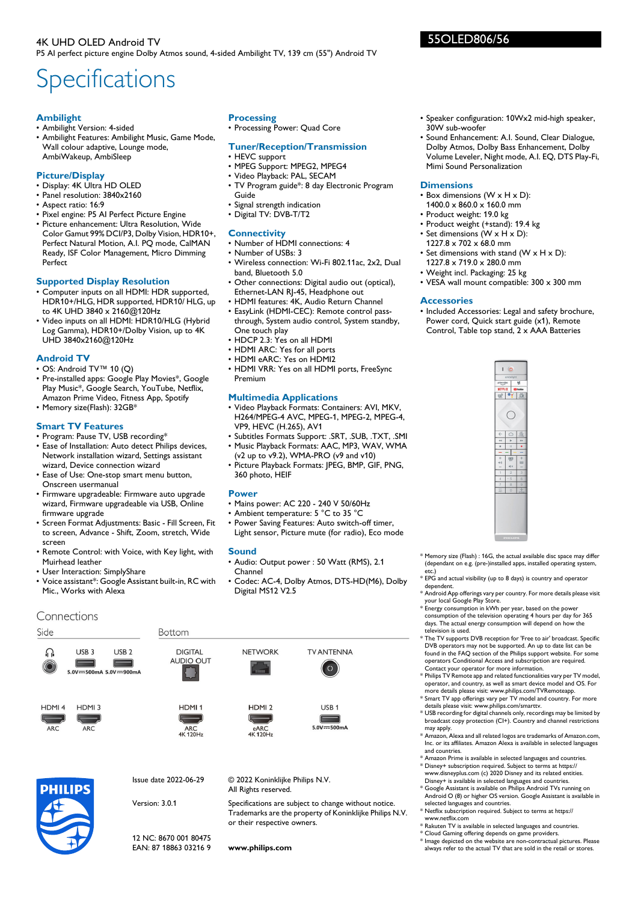4K UHD OLED Android TV

P5 AI perfect picture engine Dolby Atmos sound, 4-sided Ambilight TV, 139 cm (55") Android TV

55OLED806/56

# Specifications

## Ambilight
- Ambilight Version: 4-sided
- Ambilight Features: Ambilight Music, Game Mode, Wall colour adaptive, Lounge mode, AmbiWakeup, AmbiSleep

## Picture/Display
- Display: 4K Ultra HD OLED
- Panel resolution: 3840x2160
- Aspect ratio: 16:9
- Pixel engine: P5 AI Perfect Picture Engine
- Picture enhancement: Ultra Resolution, Wide Color Gamut 99% DCI/P3, Dolby Vision, HDR10+, Perfect Natural Motion, A.I. PQ mode, CalMAN Ready, ISF Color Management, Micro Dimming Perfect

## Supported Display Resolution
- Computer inputs on all HDMI: HDR supported, HDR10+/HLG, HDR supported, HDR10/ HLG, up to 4K UHD 3840 x 2160@120Hz
- Video inputs on all HDMI: HDR10/HLG (Hybrid Log Gamma), HDR10+/Dolby Vision, up to 4K UHD 3840x2160@120Hz

## Android TV
- OS: Android TV™ 10 (Q)
- Pre-installed apps: Google Play Movies*, Google Play Music*, Google Search, YouTube, Netflix, Amazon Prime Video, Fitness App, Spotify
- Memory size(Flash): 32GB*

## Smart TV Features
- Program: Pause TV, USB recording*
- Ease of Installation: Auto detect Philips devices, Network installation wizard, Settings assistant wizard, Device connection wizard
- Ease of Use: One-stop smart menu button, Onscreen usermanual
- Firmware upgradeable: Firmware auto upgrade wizard, Firmware upgradeable via USB, Online firmware upgrade
- Screen Format Adjustments: Basic - Fill Screen, Fit to screen, Advance - Shift, Zoom, stretch, Wide screen
- Remote Control: with Voice, with Key light, with Muirhead leather
- User Interaction: SimplyShare
- Voice assistant*: Google Assistant built-in, RC with Mic., Works with Alexa

## Processing
- Processing Power: Quad Core

## Tuner/Reception/Transmission
- HEVC support
- MPEG Support: MPEG2, MPEG4
- Video Playback: PAL, SECAM
- TV Program guide*: 8 day Electronic Program Guide
- Signal strength indication
- Digital TV: DVB-T/T2

## Connectivity
- Number of HDMI connections: 4
- Number of USBs: 3
- Wireless connection: Wi-Fi 802.11ac, 2x2, Dual band, Bluetooth 5.0
- Other connections: Digital audio out (optical), Ethernet-LAN RJ-45, Headphone out
- HDMI features: 4K, Audio Return Channel
- EasyLink (HDMI-CEC): Remote control pass-through, System audio control, System standby, One touch play
- HDCP 2.3: Yes on all HDMI
- HDMI ARC: Yes for all ports
- HDMI eARC: Yes on HDMI2
- HDMI VRR: Yes on all HDMI ports, FreeSync Premium

## Multimedia Applications
- Video Playback Formats: Containers: AVI, MKV, H264/MPEG-4 AVC, MPEG-1, MPEG-2, MPEG-4, VP9, HEVC (H.265), AV1
- Subtitles Formats Support: .SRT, .SUB, .TXT, .SMI
- Music Playback Formats: AAC, MP3, WAV, WMA (v2 up to v9.2), WMA-PRO (v9 and v10)
- Picture Playback Formats: JPEG, BMP, GIF, PNG, 360 photo, HEIF

## Power
- Mains power: AC 220 - 240 V 50/60Hz
- Ambient temperature: 5 °C to 35 °C
- Power Saving Features: Auto switch-off timer, Light sensor, Picture mute (for radio), Eco mode

## Sound
- Audio: Output power : 50 Watt (RMS), 2.1 Channel
- Codec: AC-4, Dolby Atmos, DTS-HD(M6), Dolby Digital MS12 V2.5
- Speaker configuration: 10Wx2 mid-high speaker, 30W sub-woofer
- Sound Enhancement: A.I. Sound, Clear Dialogue, Dolby Atmos, Dolby Bass Enhancement, Dolby Volume Leveler, Night mode, A.I. EQ, DTS Play-Fi, Mimi Sound Personalization

## Dimensions
- Box dimensions (W x H x D): 1400.0 x 860.0 x 160.0 mm
- Product weight: 19.0 kg
- Product weight (+stand): 19.4 kg
- Set dimensions (W x H x D): 1227.8 x 702 x 68.0 mm
- Set dimensions with stand (W x H x D): 1227.8 x 719.0 x 280.0 mm
- Weight incl. Packaging: 25 kg
- VESA wall mount compatible: 300 x 300 mm

## Accessories
- Included Accessories: Legal and safety brochure, Power cord, Quick start guide (x1), Remote Control, Table top stand, 2 x AAA Batteries

## Connections

Side

HEADPHONE, USB 3 (5.0V⎓500mA), USB 2 (5.0V⎓900mA)

HDMI 4 (ARC), HDMI 3 (ARC)

Bottom

DIGITAL AUDIO OUT, NETWORK, TV ANTENNA

HDMI 1 (ARC, 4K 120Hz), HDMI 2 (eARC, 4K 120Hz), USB 1 (5.0V⎓500mA)

- * Memory size (Flash) : 16G, the actual available disc space may differ (dependant on e.g. (pre-)installed apps, installed operating system, etc.)
- * EPG and actual visibility (up to 8 days) is country and operator dependent.
- * Android App offerings vary per country. For more details please visit your local Google Play Store.
- * Energy consumption in kWh per year, based on the power consumption of the television operating 4 hours per day for 365 days. The actual energy consumption will depend on how the television is used.
- * The TV supports DVB reception for 'Free to air' broadcast. Specific DVB operators may not be supported. An up to date list can be found in the FAQ section of the Philips support website. For some operators Conditional Access and subscription are required. Contact your operator for more information.
- * Philips TV Remote app and related functionalities vary per TV model, operator, and country, as well as smart device model and OS. For more details please visit: www.philips.com/TVRemoteapp.
- * Smart TV app offerings vary per TV model and country. For more details please visit: www.philips.com/smarttv.
- * USB recording for digital channels only, recordings may be limited by broadcast copy protection (CI+). Country and channel restrictions may apply.
- * Amazon, Alexa and all related logos are trademarks of Amazon.com, Inc. or its affiliates. Amazon Alexa is available in selected languages and countries.
- * Amazon Prime is available in selected languages and countries.
- * Disney+ subscription required. Subject to terms at https://www.disneyplus.com (c) 2020 Disney and its related entities. Disney+ is available in selected languages and countries.
- * Google Assistant is available on Philips Android TVs running on Android O (8) or higher OS version. Google Assistant is available in selected languages and countries.
- * Netflix subscription required. Subject to terms at https://www.netflix.com
- * Rakuten TV is available in selected languages and countries.
- * Cloud Gaming offering depends on game providers.
- * Image depicted on the website are non-contractual pictures. Please always refer to the actual TV that are sold in the retail or stores.

Issue date 2022-06-29

Version: 3.0.1

12 NC: 8670 001 80475

EAN: 87 18863 03216 9

© 2022 Koninklijke Philips N.V.
All Rights reserved.

Specifications are subject to change without notice. Trademarks are the property of Koninklijke Philips N.V. or their respective owners.

www.philips.com